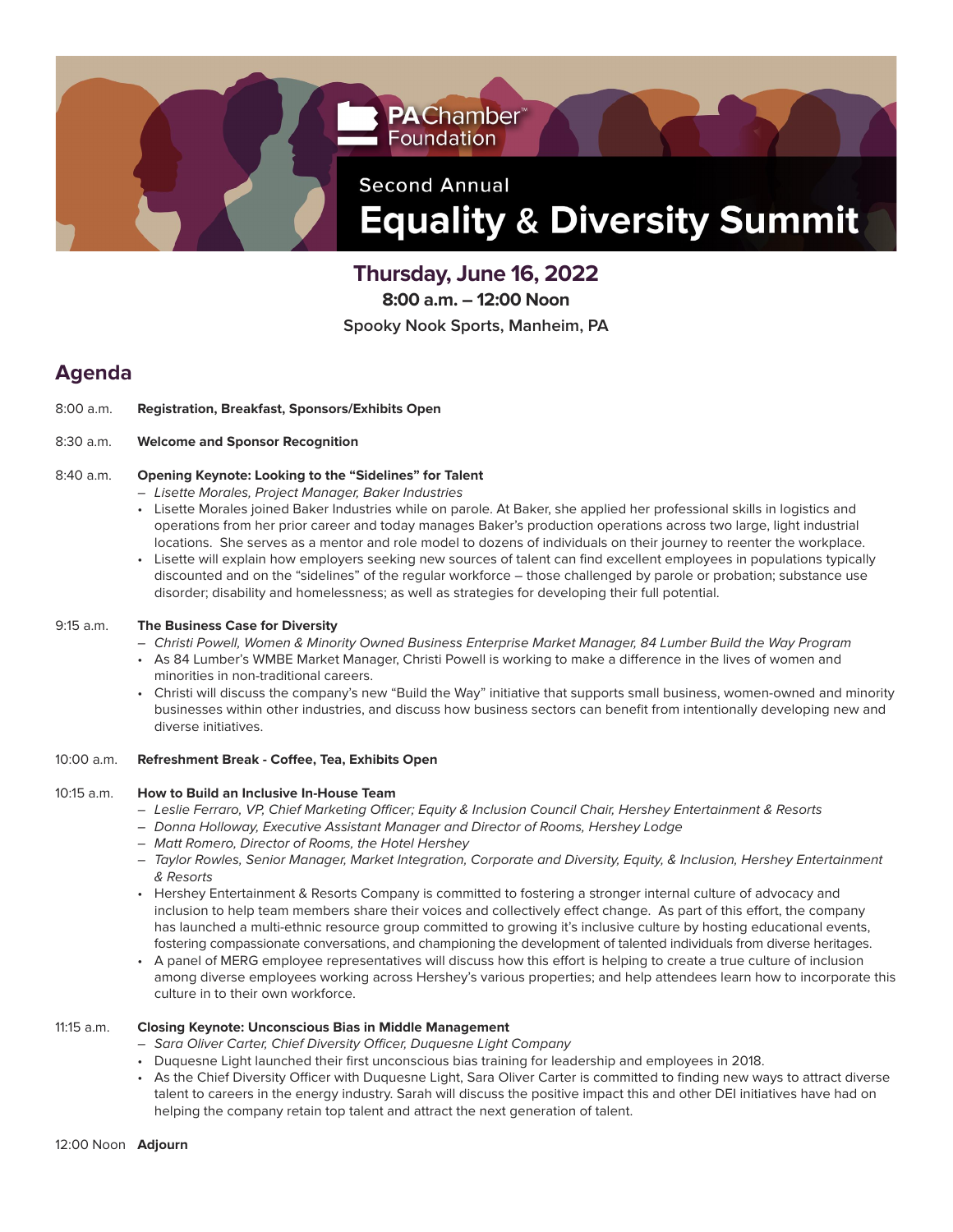PAChamber™ Foundation

Second Annual

# Equality & Diversity Summit

**Thursday, June 16, 2022**

**8:00 a.m. – 12:00 Noon**

Spooky Nook Sports, Manheim, PA

## Agenda

8:00 a.m. **Registration, Breakfast, Sponsors/Exhibits Open**

8:30 a.m. **Welcome and Sponsor Recognition**

8:40 a.m. **Opening Keynote: Looking to the "Sidelines" for Talent**

– *Lisette Morales, Project Manager, Baker Industries*

- Lisette Morales joined Baker Industries while on parole. At Baker, she applied her professional skills in logistics and operations from her prior career and today manages Baker's production operations across two large, light industrial locations. She serves as a mentor and role model to dozens of individuals on their journey to reenter the workplace.
- Lisette will explain how employers seeking new sources of talent can find excellent employees in populations typically discounted and on the "sidelines" of the regular workforce – those challenged by parole or probation; substance use disorder; disability and homelessness; as well as strategies for developing their full potential.

9:15 a.m. **The Business Case for Diversity**

– *Christi Powell, Women & Minority Owned Business Enterprise Market Manager, 84 Lumber Build the Way Program*

- As 84 Lumber's WMBE Market Manager, Christi Powell is working to make a difference in the lives of women and minorities in non-traditional careers.
- Christi will discuss the company's new "Build the Way" initiative that supports small business, women-owned and minority businesses within other industries, and discuss how business sectors can benefit from intentionally developing new and diverse initiatives.

10:00 a.m. **Refreshment Break - Coffee, Tea, Exhibits Open**

10:15 a.m. **How to Build an Inclusive In-House Team**

– *Leslie Ferraro, VP, Chief Marketing Officer; Equity & Inclusion Council Chair, Hershey Entertainment & Resorts*

– *Donna Holloway, Executive Assistant Manager and Director of Rooms, Hershey Lodge*

– *Matt Romero, Director of Rooms, the Hotel Hershey*

– *Taylor Rowles, Senior Manager, Market Integration, Corporate and Diversity, Equity, & Inclusion, Hershey Entertainment & Resorts*

- Hershey Entertainment & Resorts Company is committed to fostering a stronger internal culture of advocacy and inclusion to help team members share their voices and collectively effect change. As part of this effort, the company has launched a multi-ethnic resource group committed to growing it's inclusive culture by hosting educational events, fostering compassionate conversations, and championing the development of talented individuals from diverse heritages.
- A panel of MERG employee representatives will discuss how this effort is helping to create a true culture of inclusion among diverse employees working across Hershey's various properties; and help attendees learn how to incorporate this culture in to their own workforce.

11:15 a.m. **Closing Keynote: Unconscious Bias in Middle Management**

– *Sara Oliver Carter, Chief Diversity Officer, Duquesne Light Company*

- Duquesne Light launched their first unconscious bias training for leadership and employees in 2018.
- As the Chief Diversity Officer with Duquesne Light, Sara Oliver Carter is committed to finding new ways to attract diverse talent to careers in the energy industry. Sarah will discuss the positive impact this and other DEI initiatives have had on helping the company retain top talent and attract the next generation of talent.

12:00 Noon **Adjourn**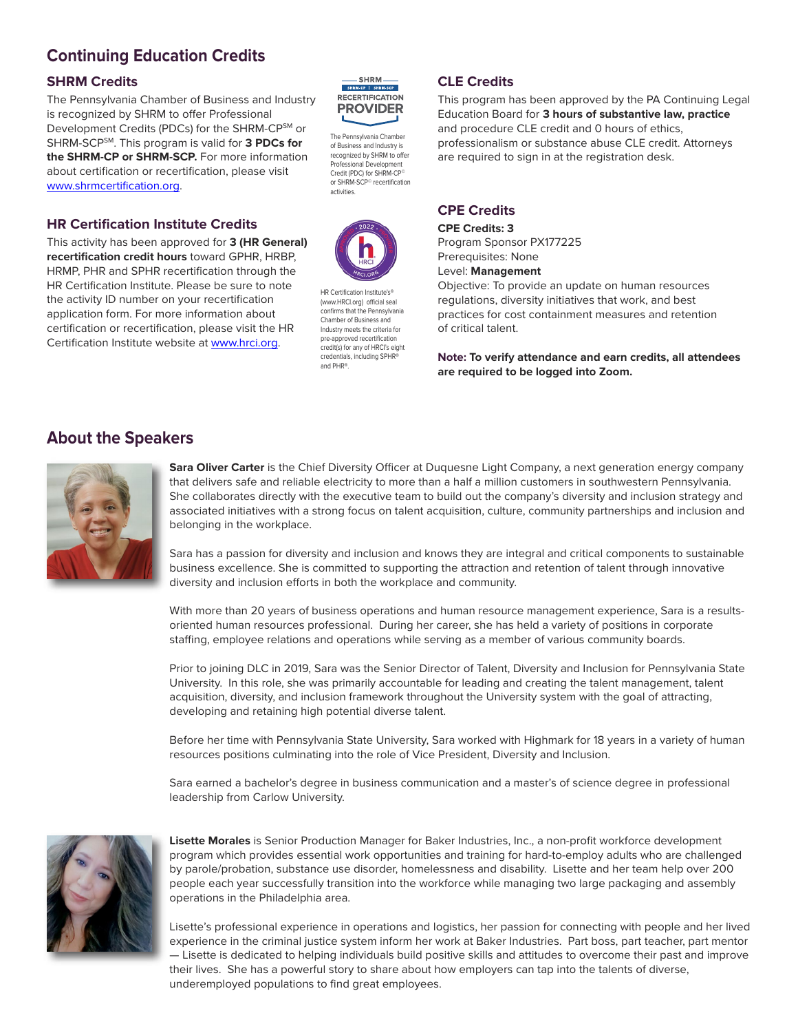# Continuing Education Credits

## SHRM Credits

The Pennsylvania Chamber of Business and Industry is recognized by SHRM to offer Professional Development Credits (PDCs) for the SHRM-CP[SM] or SHRM-SCP[SM]. This program is valid for **3 PDCs for the SHRM-CP or SHRM-SCP.** For more information about certification or recertification, please visit www.shrmcertification.org.

SHRM SHRM-CP | SHRM-SCP RECERTIFICATION PROVIDER

The Pennsylvania Chamber of Business and Industry is recognized by SHRM to offer Professional Development Credit (PDC) for SHRM-CP® or SHRM-SCP® recertification activities.

## HR Certification Institute Credits

This activity has been approved for **3 (HR General) recertification credit hours** toward GPHR, HRBP, HRMP, PHR and SPHR recertification through the HR Certification Institute. Please be sure to note the activity ID number on your recertification application form. For more information about certification or recertification, please visit the HR Certification Institute website at www.hrci.org.

HR Certification Institute's® (www.HRCI.org) official seal confirms that the Pennsylvania Chamber of Business and Industry meets the criteria for pre-approved recertification credit(s) for any of HRCI's eight credentials, including SPHR® and PHR®.

## CLE Credits

This program has been approved by the PA Continuing Legal Education Board for **3 hours of substantive law, practice** and procedure CLE credit and 0 hours of ethics, professionalism or substance abuse CLE credit. Attorneys are required to sign in at the registration desk.

## CPE Credits

**CPE Credits: 3**
Program Sponsor PX177225
Prerequisites: None
Level: **Management**
Objective: To provide an update on human resources regulations, diversity initiatives that work, and best practices for cost containment measures and retention of critical talent.

**Note: To verify attendance and earn credits, all attendees are required to be logged into Zoom.**

# About the Speakers

**Sara Oliver Carter** is the Chief Diversity Officer at Duquesne Light Company, a next generation energy company that delivers safe and reliable electricity to more than a half a million customers in southwestern Pennsylvania. She collaborates directly with the executive team to build out the company's diversity and inclusion strategy and associated initiatives with a strong focus on talent acquisition, culture, community partnerships and inclusion and belonging in the workplace.

Sara has a passion for diversity and inclusion and knows they are integral and critical components to sustainable business excellence. She is committed to supporting the attraction and retention of talent through innovative diversity and inclusion efforts in both the workplace and community.

With more than 20 years of business operations and human resource management experience, Sara is a results-oriented human resources professional. During her career, she has held a variety of positions in corporate staffing, employee relations and operations while serving as a member of various community boards.

Prior to joining DLC in 2019, Sara was the Senior Director of Talent, Diversity and Inclusion for Pennsylvania State University. In this role, she was primarily accountable for leading and creating the talent management, talent acquisition, diversity, and inclusion framework throughout the University system with the goal of attracting, developing and retaining high potential diverse talent.

Before her time with Pennsylvania State University, Sara worked with Highmark for 18 years in a variety of human resources positions culminating into the role of Vice President, Diversity and Inclusion.

Sara earned a bachelor's degree in business communication and a master's of science degree in professional leadership from Carlow University.

**Lisette Morales** is Senior Production Manager for Baker Industries, Inc., a non-profit workforce development program which provides essential work opportunities and training for hard-to-employ adults who are challenged by parole/probation, substance use disorder, homelessness and disability. Lisette and her team help over 200 people each year successfully transition into the workforce while managing two large packaging and assembly operations in the Philadelphia area.

Lisette's professional experience in operations and logistics, her passion for connecting with people and her lived experience in the criminal justice system inform her work at Baker Industries. Part boss, part teacher, part mentor — Lisette is dedicated to helping individuals build positive skills and attitudes to overcome their past and improve their lives. She has a powerful story to share about how employers can tap into the talents of diverse, underemployed populations to find great employees.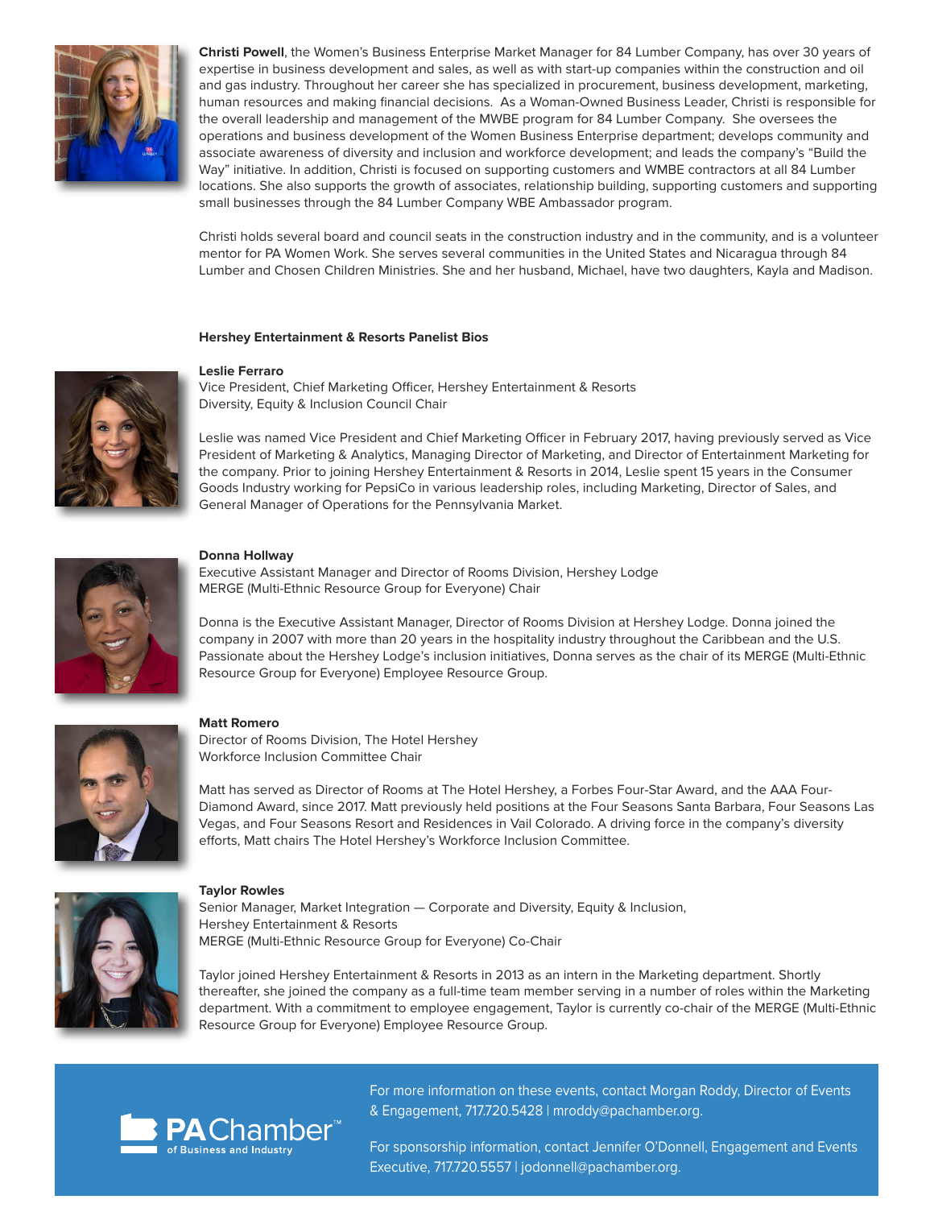**Christi Powell**, the Women's Business Enterprise Market Manager for 84 Lumber Company, has over 30 years of expertise in business development and sales, as well as with start-up companies within the construction and oil and gas industry. Throughout her career she has specialized in procurement, business development, marketing, human resources and making financial decisions. As a Woman-Owned Business Leader, Christi is responsible for the overall leadership and management of the MWBE program for 84 Lumber Company. She oversees the operations and business development of the Women Business Enterprise department; develops community and associate awareness of diversity and inclusion and workforce development; and leads the company's "Build the Way" initiative. In addition, Christi is focused on supporting customers and WMBE contractors at all 84 Lumber locations. She also supports the growth of associates, relationship building, supporting customers and supporting small businesses through the 84 Lumber Company WBE Ambassador program.

Christi holds several board and council seats in the construction industry and in the community, and is a volunteer mentor for PA Women Work. She serves several communities in the United States and Nicaragua through 84 Lumber and Chosen Children Ministries. She and her husband, Michael, have two daughters, Kayla and Madison.

### Hershey Entertainment & Resorts Panelist Bios

**Leslie Ferraro**
Vice President, Chief Marketing Officer, Hershey Entertainment & Resorts
Diversity, Equity & Inclusion Council Chair

Leslie was named Vice President and Chief Marketing Officer in February 2017, having previously served as Vice President of Marketing & Analytics, Managing Director of Marketing, and Director of Entertainment Marketing for the company. Prior to joining Hershey Entertainment & Resorts in 2014, Leslie spent 15 years in the Consumer Goods Industry working for PepsiCo in various leadership roles, including Marketing, Director of Sales, and General Manager of Operations for the Pennsylvania Market.

**Donna Hollway**
Executive Assistant Manager and Director of Rooms Division, Hershey Lodge
MERGE (Multi-Ethnic Resource Group for Everyone) Chair

Donna is the Executive Assistant Manager, Director of Rooms Division at Hershey Lodge. Donna joined the company in 2007 with more than 20 years in the hospitality industry throughout the Caribbean and the U.S. Passionate about the Hershey Lodge's inclusion initiatives, Donna serves as the chair of its MERGE (Multi-Ethnic Resource Group for Everyone) Employee Resource Group.

**Matt Romero**
Director of Rooms Division, The Hotel Hershey
Workforce Inclusion Committee Chair

Matt has served as Director of Rooms at The Hotel Hershey, a Forbes Four-Star Award, and the AAA Four-Diamond Award, since 2017. Matt previously held positions at the Four Seasons Santa Barbara, Four Seasons Las Vegas, and Four Seasons Resort and Residences in Vail Colorado. A driving force in the company's diversity efforts, Matt chairs The Hotel Hershey's Workforce Inclusion Committee.

**Taylor Rowles**
Senior Manager, Market Integration — Corporate and Diversity, Equity & Inclusion,
Hershey Entertainment & Resorts
MERGE (Multi-Ethnic Resource Group for Everyone) Co-Chair

Taylor joined Hershey Entertainment & Resorts in 2013 as an intern in the Marketing department. Shortly thereafter, she joined the company as a full-time team member serving in a number of roles within the Marketing department. With a commitment to employee engagement, Taylor is currently co-chair of the MERGE (Multi-Ethnic Resource Group for Everyone) Employee Resource Group.

PAChamber™ of Business and Industry

For more information on these events, contact Morgan Roddy, Director of Events & Engagement, 717.720.5428 | mroddy@pachamber.org.

For sponsorship information, contact Jennifer O'Donnell, Engagement and Events Executive, 717.720.5557 | jodonnell@pachamber.org.